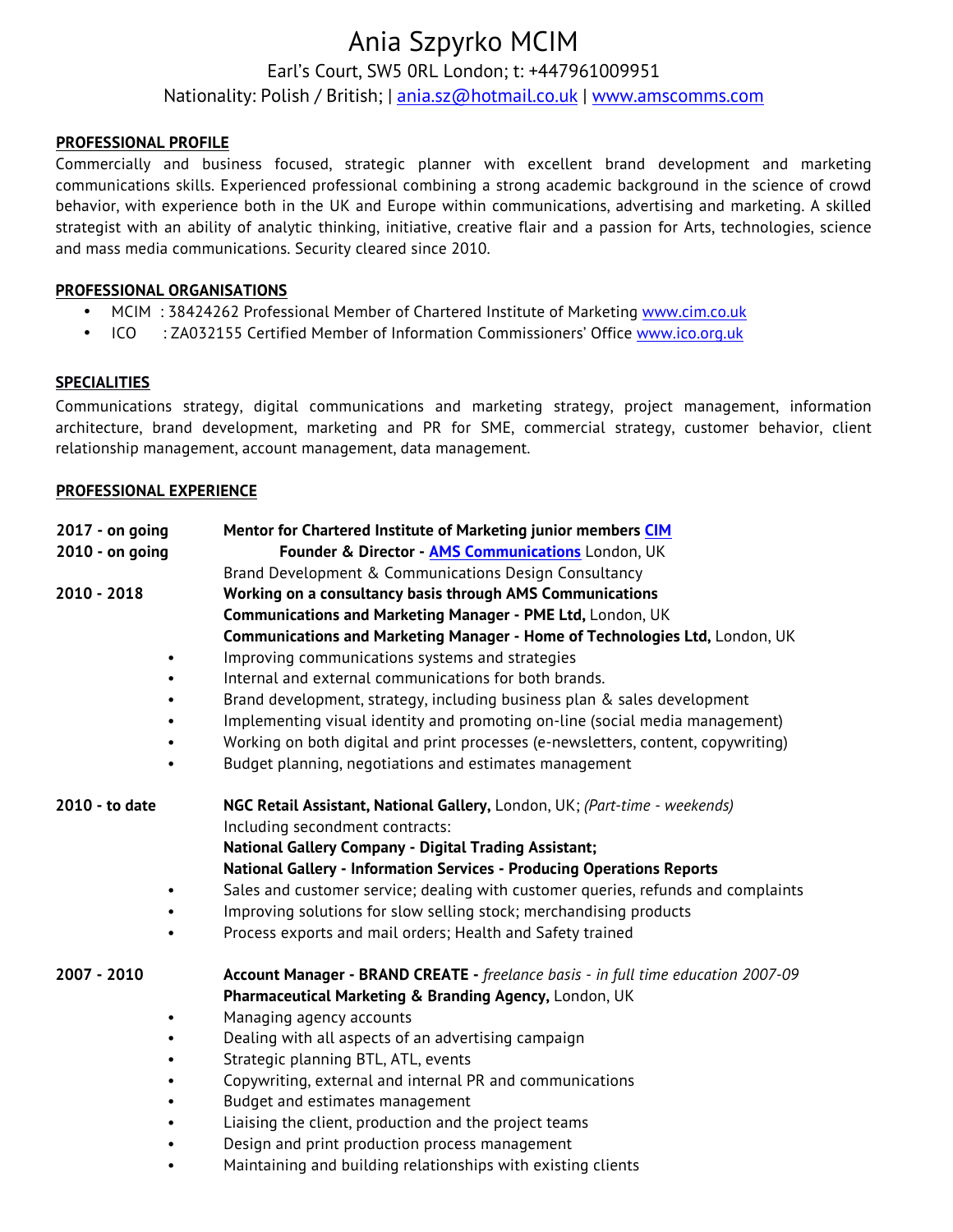# Ania Szpyrko MCIM

Earl's Court, SW5 0RL London; t: +447961009951

Nationality: Polish / British; | ania.sz@hotmail.co.uk | www.amscomms.com

## PROFESSIONAL PROFILE

Commercially and business focused, strategic planner with excellent brand development and marketing communications skills. Experienced professional combining a strong academic background in the science of crowd behavior, with experience both in the UK and Europe within communications, advertising and marketing. A skilled strategist with an ability of analytic thinking, initiative, creative flair and a passion for Arts, technologies, science and mass media communications. Security cleared since 2010.

## PROFESSIONAL ORGANISATIONS

- MCIM : 38424262 Professional Member of Chartered Institute of Marketing www.cim.co.uk
- ICO : ZA032155 Certified Member of Information Commissioners' Office www.ico.org.uk

## SPECIALITIES

Communications strategy, digital communications and marketing strategy, project management, information architecture, brand development, marketing and PR for SME, commercial strategy, customer behavior, client relationship management, account management, data management.

## PROFESSIONAL EXPERIENCE

**2017 - on going** **Mentor for Chartered Institute of Marketing junior members CIM**

**2010 - on going** **Founder & Director - AMS Communications** London, UK

Brand Development & Communications Design Consultancy

**2010 - 2018** **Working on a consultancy basis through AMS Communications**

**Communications and Marketing Manager - PME Ltd,** London, UK

**Communications and Marketing Manager - Home of Technologies Ltd,** London, UK

- Improving communications systems and strategies
- Internal and external communications for both brands.
- Brand development, strategy, including business plan & sales development
- Implementing visual identity and promoting on-line (social media management)
- Working on both digital and print processes (e-newsletters, content, copywriting)
- Budget planning, negotiations and estimates management

**2010 - to date** **NGC Retail Assistant, National Gallery,** London, UK; *(Part-time - weekends)*

Including secondment contracts:

**National Gallery Company - Digital Trading Assistant;**

**National Gallery - Information Services - Producing Operations Reports**

- Sales and customer service; dealing with customer queries, refunds and complaints
- Improving solutions for slow selling stock; merchandising products
- Process exports and mail orders; Health and Safety trained

**2007 - 2010** **Account Manager - BRAND CREATE -** *freelance basis - in full time education 2007-09*

**Pharmaceutical Marketing & Branding Agency,** London, UK

- Managing agency accounts
- Dealing with all aspects of an advertising campaign
- Strategic planning BTL, ATL, events
- Copywriting, external and internal PR and communications
- Budget and estimates management
- Liaising the client, production and the project teams
- Design and print production process management
- Maintaining and building relationships with existing clients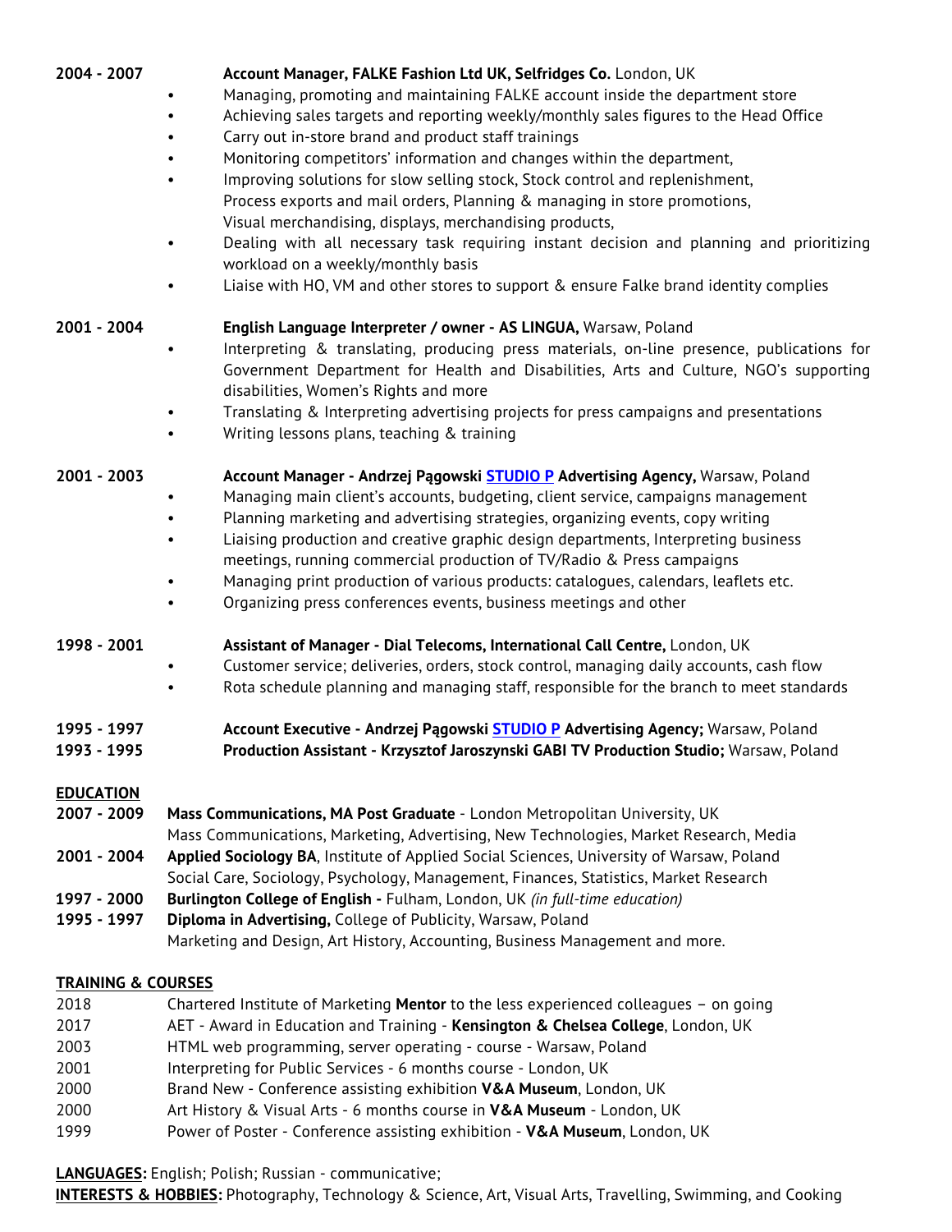**2004 - 2007** **Account Manager, FALKE Fashion Ltd UK, Selfridges Co.** London, UK

- Managing, promoting and maintaining FALKE account inside the department store
- Achieving sales targets and reporting weekly/monthly sales figures to the Head Office
- Carry out in-store brand and product staff trainings
- Monitoring competitors' information and changes within the department,
- Improving solutions for slow selling stock, Stock control and replenishment, Process exports and mail orders, Planning & managing in store promotions, Visual merchandising, displays, merchandising products,
- Dealing with all necessary task requiring instant decision and planning and prioritizing workload on a weekly/monthly basis
- Liaise with HO, VM and other stores to support & ensure Falke brand identity complies

**2001 - 2004** **English Language Interpreter / owner - AS LINGUA,** Warsaw, Poland

- Interpreting & translating, producing press materials, on-line presence, publications for Government Department for Health and Disabilities, Arts and Culture, NGO's supporting disabilities, Women's Rights and more
- Translating & Interpreting advertising projects for press campaigns and presentations
- Writing lessons plans, teaching & training

**2001 - 2003** **Account Manager - Andrzej Pągowski STUDIO P Advertising Agency,** Warsaw, Poland

- Managing main client's accounts, budgeting, client service, campaigns management
- Planning marketing and advertising strategies, organizing events, copy writing
- Liaising production and creative graphic design departments, Interpreting business meetings, running commercial production of TV/Radio & Press campaigns
- Managing print production of various products: catalogues, calendars, leaflets etc.
- Organizing press conferences events, business meetings and other

**1998 - 2001** **Assistant of Manager - Dial Telecoms, International Call Centre,** London, UK

- Customer service; deliveries, orders, stock control, managing daily accounts, cash flow
- Rota schedule planning and managing staff, responsible for the branch to meet standards

**1995 - 1997** **Account Executive - Andrzej Pągowski STUDIO P Advertising Agency;** Warsaw, Poland

**1993 - 1995** **Production Assistant - Krzysztof Jaroszynski GABI TV Production Studio;** Warsaw, Poland

## EDUCATION

**2007 - 2009** **Mass Communications, MA Post Graduate** - London Metropolitan University, UK
Mass Communications, Marketing, Advertising, New Technologies, Market Research, Media

**2001 - 2004** **Applied Sociology BA**, Institute of Applied Social Sciences, University of Warsaw, Poland
Social Care, Sociology, Psychology, Management, Finances, Statistics, Market Research

**1997 - 2000** **Burlington College of English -** Fulham, London, UK *(in full-time education)*

**1995 - 1997** **Diploma in Advertising,** College of Publicity, Warsaw, Poland
Marketing and Design, Art History, Accounting, Business Management and more.

## TRAINING & COURSES

2018 Chartered Institute of Marketing **Mentor** to the less experienced colleagues – on going
2017 AET - Award in Education and Training - **Kensington & Chelsea College**, London, UK
2003 HTML web programming, server operating - course - Warsaw, Poland
2001 Interpreting for Public Services - 6 months course - London, UK
2000 Brand New - Conference assisting exhibition **V&A Museum**, London, UK
2000 Art History & Visual Arts - 6 months course in **V&A Museum** - London, UK
1999 Power of Poster - Conference assisting exhibition - **V&A Museum**, London, UK

**LANGUAGES:** English; Polish; Russian - communicative;
**INTERESTS & HOBBIES:** Photography, Technology & Science, Art, Visual Arts, Travelling, Swimming, and Cooking